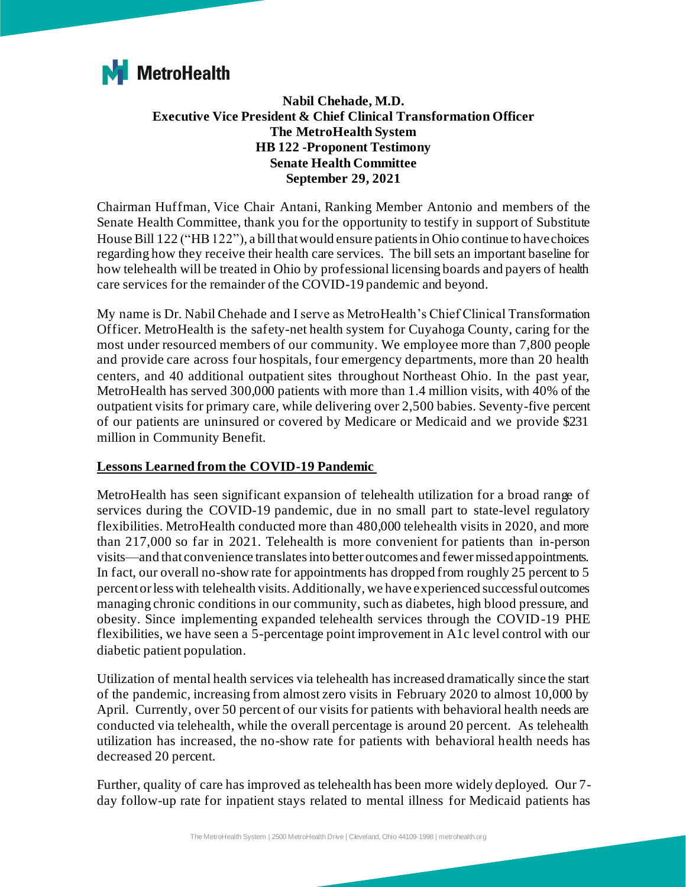**MetroHealth**

**Nabil Chehade, M.D.**
**Executive Vice President & Chief Clinical Transformation Officer**
**The MetroHealth System**
**HB 122 -Proponent Testimony**
**Senate Health Committee**
**September 29, 2021**

Chairman Huffman, Vice Chair Antani, Ranking Member Antonio and members of the Senate Health Committee, thank you for the opportunity to testify in support of Substitute House Bill 122 ("HB 122"), a bill that would ensure patients in Ohio continue to have choices regarding how they receive their health care services. The bill sets an important baseline for how telehealth will be treated in Ohio by professional licensing boards and payers of health care services for the remainder of the COVID-19 pandemic and beyond.

My name is Dr. Nabil Chehade and I serve as MetroHealth's Chief Clinical Transformation Officer. MetroHealth is the safety-net health system for Cuyahoga County, caring for the most under resourced members of our community. We employee more than 7,800 people and provide care across four hospitals, four emergency departments, more than 20 health centers, and 40 additional outpatient sites throughout Northeast Ohio. In the past year, MetroHealth has served 300,000 patients with more than 1.4 million visits, with 40% of the outpatient visits for primary care, while delivering over 2,500 babies. Seventy-five percent of our patients are uninsured or covered by Medicare or Medicaid and we provide $231 million in Community Benefit.

**Lessons Learned from the COVID-19 Pandemic**

MetroHealth has seen significant expansion of telehealth utilization for a broad range of services during the COVID-19 pandemic, due in no small part to state-level regulatory flexibilities. MetroHealth conducted more than 480,000 telehealth visits in 2020, and more than 217,000 so far in 2021. Telehealth is more convenient for patients than in-person visits—and that convenience translates into better outcomes and fewer missed appointments. In fact, our overall no-show rate for appointments has dropped from roughly 25 percent to 5 percent or less with telehealth visits. Additionally, we have experienced successful outcomes managing chronic conditions in our community, such as diabetes, high blood pressure, and obesity. Since implementing expanded telehealth services through the COVID-19 PHE flexibilities, we have seen a 5-percentage point improvement in A1c level control with our diabetic patient population.

Utilization of mental health services via telehealth has increased dramatically since the start of the pandemic, increasing from almost zero visits in February 2020 to almost 10,000 by April. Currently, over 50 percent of our visits for patients with behavioral health needs are conducted via telehealth, while the overall percentage is around 20 percent. As telehealth utilization has increased, the no-show rate for patients with behavioral health needs has decreased 20 percent.

Further, quality of care has improved as telehealth has been more widely deployed. Our 7-day follow-up rate for inpatient stays related to mental illness for Medicaid patients has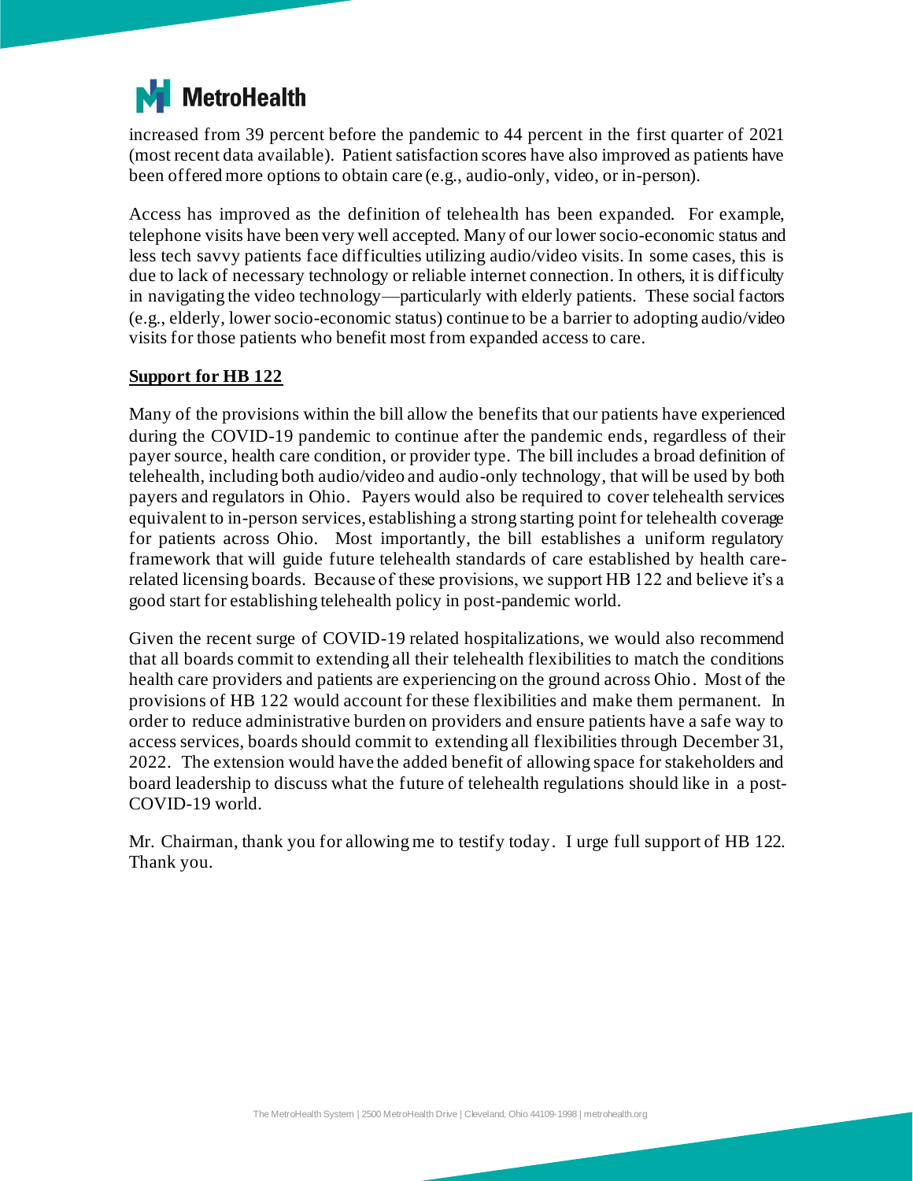increased from 39 percent before the pandemic to 44 percent in the first quarter of 2021 (most recent data available). Patient satisfaction scores have also improved as patients have been offered more options to obtain care (e.g., audio-only, video, or in-person).

Access has improved as the definition of telehealth has been expanded. For example, telephone visits have been very well accepted. Many of our lower socio-economic status and less tech savvy patients face difficulties utilizing audio/video visits. In some cases, this is due to lack of necessary technology or reliable internet connection. In others, it is difficulty in navigating the video technology—particularly with elderly patients. These social factors (e.g., elderly, lower socio-economic status) continue to be a barrier to adopting audio/video visits for those patients who benefit most from expanded access to care.

**Support for HB 122**

Many of the provisions within the bill allow the benefits that our patients have experienced during the COVID-19 pandemic to continue after the pandemic ends, regardless of their payer source, health care condition, or provider type. The bill includes a broad definition of telehealth, including both audio/video and audio-only technology, that will be used by both payers and regulators in Ohio. Payers would also be required to cover telehealth services equivalent to in-person services, establishing a strong starting point for telehealth coverage for patients across Ohio. Most importantly, the bill establishes a uniform regulatory framework that will guide future telehealth standards of care established by health care-related licensing boards. Because of these provisions, we support HB 122 and believe it's a good start for establishing telehealth policy in post-pandemic world.

Given the recent surge of COVID-19 related hospitalizations, we would also recommend that all boards commit to extending all their telehealth flexibilities to match the conditions health care providers and patients are experiencing on the ground across Ohio. Most of the provisions of HB 122 would account for these flexibilities and make them permanent. In order to reduce administrative burden on providers and ensure patients have a safe way to access services, boards should commit to extending all flexibilities through December 31, 2022. The extension would have the added benefit of allowing space for stakeholders and board leadership to discuss what the future of telehealth regulations should like in a post-COVID-19 world.

Mr. Chairman, thank you for allowing me to testify today. I urge full support of HB 122. Thank you.